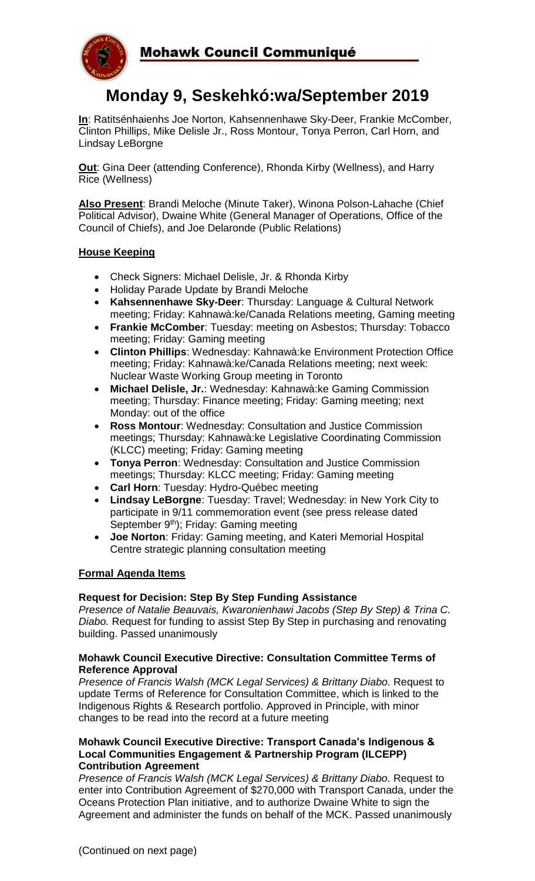**Mohawk Council Communiqué**

# Monday 9, Seskehkó:wa/September 2019

**In**: Ratitsénhaienhs Joe Norton, Kahsennenhawe Sky-Deer, Frankie McComber, Clinton Phillips, Mike Delisle Jr., Ross Montour, Tonya Perron, Carl Horn, and Lindsay LeBorgne

**Out**: Gina Deer (attending Conference), Rhonda Kirby (Wellness), and Harry Rice (Wellness)

**Also Present**: Brandi Meloche (Minute Taker), Winona Polson-Lahache (Chief Political Advisor), Dwaine White (General Manager of Operations, Office of the Council of Chiefs), and Joe Delaronde (Public Relations)

## House Keeping

- Check Signers: Michael Delisle, Jr. & Rhonda Kirby
- Holiday Parade Update by Brandi Meloche
- **Kahsennenhawe Sky-Deer**: Thursday: Language & Cultural Network meeting; Friday: Kahnawà:ke/Canada Relations meeting, Gaming meeting
- **Frankie McComber**: Tuesday: meeting on Asbestos; Thursday: Tobacco meeting; Friday: Gaming meeting
- **Clinton Phillips**: Wednesday: Kahnawà:ke Environment Protection Office meeting; Friday: Kahnawà:ke/Canada Relations meeting; next week: Nuclear Waste Working Group meeting in Toronto
- **Michael Delisle, Jr.**: Wednesday: Kahnawà:ke Gaming Commission meeting; Thursday: Finance meeting; Friday: Gaming meeting; next Monday: out of the office
- **Ross Montour**: Wednesday: Consultation and Justice Commission meetings; Thursday: Kahnawà:ke Legislative Coordinating Commission (KLCC) meeting; Friday: Gaming meeting
- **Tonya Perron**: Wednesday: Consultation and Justice Commission meetings; Thursday: KLCC meeting; Friday: Gaming meeting
- **Carl Horn**: Tuesday: Hydro-Québec meeting
- **Lindsay LeBorgne**: Tuesday: Travel; Wednesday: in New York City to participate in 9/11 commemoration event (see press release dated September 9th); Friday: Gaming meeting
- **Joe Norton**: Friday: Gaming meeting, and Kateri Memorial Hospital Centre strategic planning consultation meeting

## Formal Agenda Items

### Request for Decision: Step By Step Funding Assistance

*Presence of Natalie Beauvais, Kwaronienhawi Jacobs (Step By Step) & Trina C. Diabo.* Request for funding to assist Step By Step in purchasing and renovating building. Passed unanimously

### Mohawk Council Executive Directive: Consultation Committee Terms of Reference Approval

*Presence of Francis Walsh (MCK Legal Services) & Brittany Diabo.* Request to update Terms of Reference for Consultation Committee, which is linked to the Indigenous Rights & Research portfolio. Approved in Principle, with minor changes to be read into the record at a future meeting

### Mohawk Council Executive Directive: Transport Canada's Indigenous & Local Communities Engagement & Partnership Program (ILCEPP) Contribution Agreement

*Presence of Francis Walsh (MCK Legal Services) & Brittany Diabo.* Request to enter into Contribution Agreement of $270,000 with Transport Canada, under the Oceans Protection Plan initiative, and to authorize Dwaine White to sign the Agreement and administer the funds on behalf of the MCK. Passed unanimously

(Continued on next page)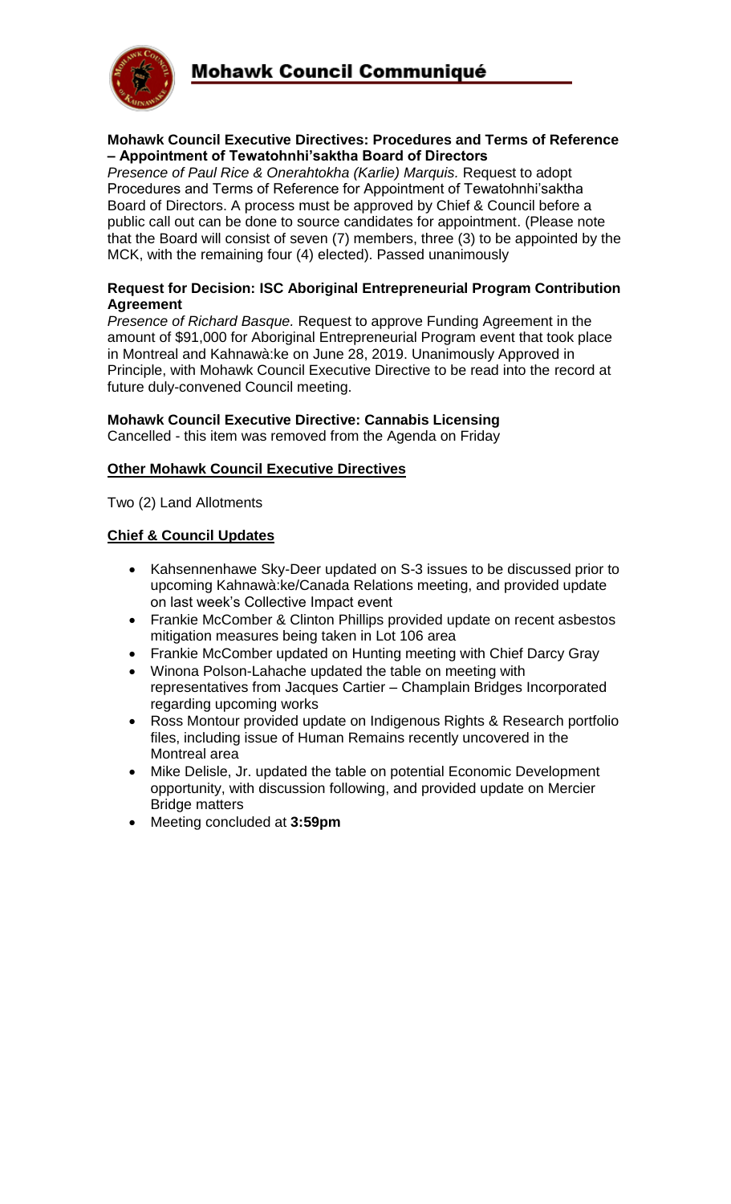**Mohawk Council Executive Directives: Procedures and Terms of Reference – Appointment of Tewatohnhi'saktha Board of Directors**

*Presence of Paul Rice & Onerahtokha (Karlie) Marquis.* Request to adopt Procedures and Terms of Reference for Appointment of Tewatohnhi'saktha Board of Directors. A process must be approved by Chief & Council before a public call out can be done to source candidates for appointment. (Please note that the Board will consist of seven (7) members, three (3) to be appointed by the MCK, with the remaining four (4) elected). Passed unanimously

**Request for Decision: ISC Aboriginal Entrepreneurial Program Contribution Agreement**

*Presence of Richard Basque.* Request to approve Funding Agreement in the amount of $91,000 for Aboriginal Entrepreneurial Program event that took place in Montreal and Kahnawà:ke on June 28, 2019. Unanimously Approved in Principle, with Mohawk Council Executive Directive to be read into the record at future duly-convened Council meeting.

**Mohawk Council Executive Directive: Cannabis Licensing**

Cancelled - this item was removed from the Agenda on Friday

**Other Mohawk Council Executive Directives**

Two (2) Land Allotments

**Chief & Council Updates**

- Kahsennenhawe Sky-Deer updated on S-3 issues to be discussed prior to upcoming Kahnawà:ke/Canada Relations meeting, and provided update on last week's Collective Impact event
- Frankie McComber & Clinton Phillips provided update on recent asbestos mitigation measures being taken in Lot 106 area
- Frankie McComber updated on Hunting meeting with Chief Darcy Gray
- Winona Polson-Lahache updated the table on meeting with representatives from Jacques Cartier – Champlain Bridges Incorporated regarding upcoming works
- Ross Montour provided update on Indigenous Rights & Research portfolio files, including issue of Human Remains recently uncovered in the Montreal area
- Mike Delisle, Jr. updated the table on potential Economic Development opportunity, with discussion following, and provided update on Mercier Bridge matters
- Meeting concluded at **3:59pm**